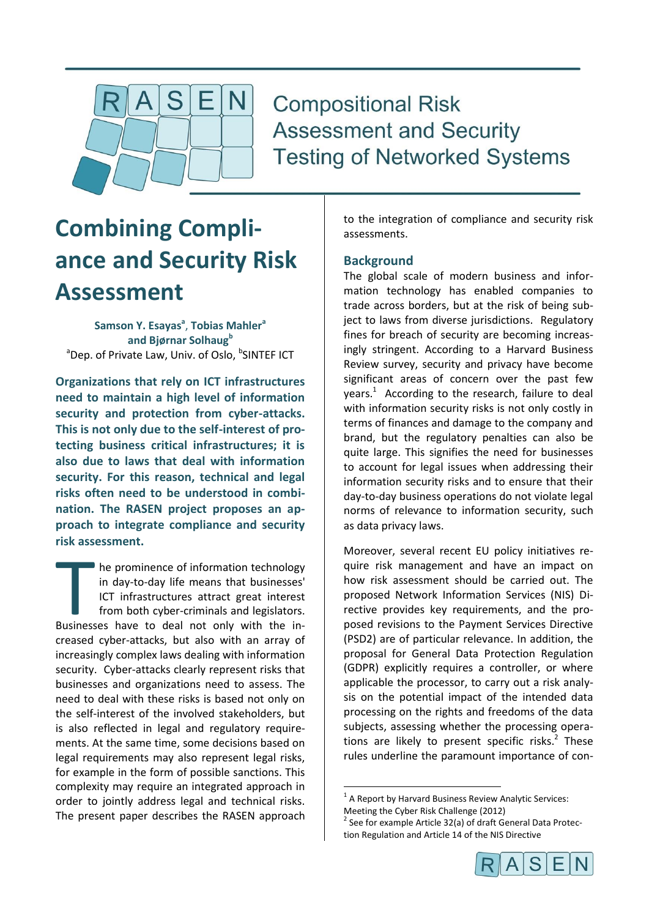Compositional Risk Assessment and Security Testing of Networked Systems

# Combining Compliance and Security Risk Assessment

**Samson Y. Esayas[a], Tobias Mahler[a] and Bjørnar Solhaug[b]**
[a]Dep. of Private Law, Univ. of Oslo, [b]SINTEF ICT

**Organizations that rely on ICT infrastructures need to maintain a high level of information security and protection from cyber-attacks. This is not only due to the self-interest of protecting business critical infrastructures; it is also due to laws that deal with information security. For this reason, technical and legal risks often need to be understood in combination. The RASEN project proposes an approach to integrate compliance and security risk assessment.**

The prominence of information technology in day-to-day life means that businesses' ICT infrastructures attract great interest from both cyber-criminals and legislators. Businesses have to deal not only with the increased cyber-attacks, but also with an array of increasingly complex laws dealing with information security. Cyber-attacks clearly represent risks that businesses and organizations need to assess. The need to deal with these risks is based not only on the self-interest of the involved stakeholders, but is also reflected in legal and regulatory requirements. At the same time, some decisions based on legal requirements may also represent legal risks, for example in the form of possible sanctions. This complexity may require an integrated approach in order to jointly address legal and technical risks. The present paper describes the RASEN approach to the integration of compliance and security risk assessments.

## Background

The global scale of modern business and information technology has enabled companies to trade across borders, but at the risk of being subject to laws from diverse jurisdictions. Regulatory fines for breach of security are becoming increasingly stringent. According to a Harvard Business Review survey, security and privacy have become significant areas of concern over the past few years.[1] According to the research, failure to deal with information security risks is not only costly in terms of finances and damage to the company and brand, but the regulatory penalties can also be quite large. This signifies the need for businesses to account for legal issues when addressing their information security risks and to ensure that their day-to-day business operations do not violate legal norms of relevance to information security, such as data privacy laws.

Moreover, several recent EU policy initiatives require risk management and have an impact on how risk assessment should be carried out. The proposed Network Information Services (NIS) Directive provides key requirements, and the proposed revisions to the Payment Services Directive (PSD2) are of particular relevance. In addition, the proposal for General Data Protection Regulation (GDPR) explicitly requires a controller, or where applicable the processor, to carry out a risk analysis on the potential impact of the intended data processing on the rights and freedoms of the data subjects, assessing whether the processing operations are likely to present specific risks.[2] These rules underline the paramount importance of con-

[1] A Report by Harvard Business Review Analytic Services: Meeting the Cyber Risk Challenge (2012)
[2] See for example Article 32(a) of draft General Data Protection Regulation and Article 14 of the NIS Directive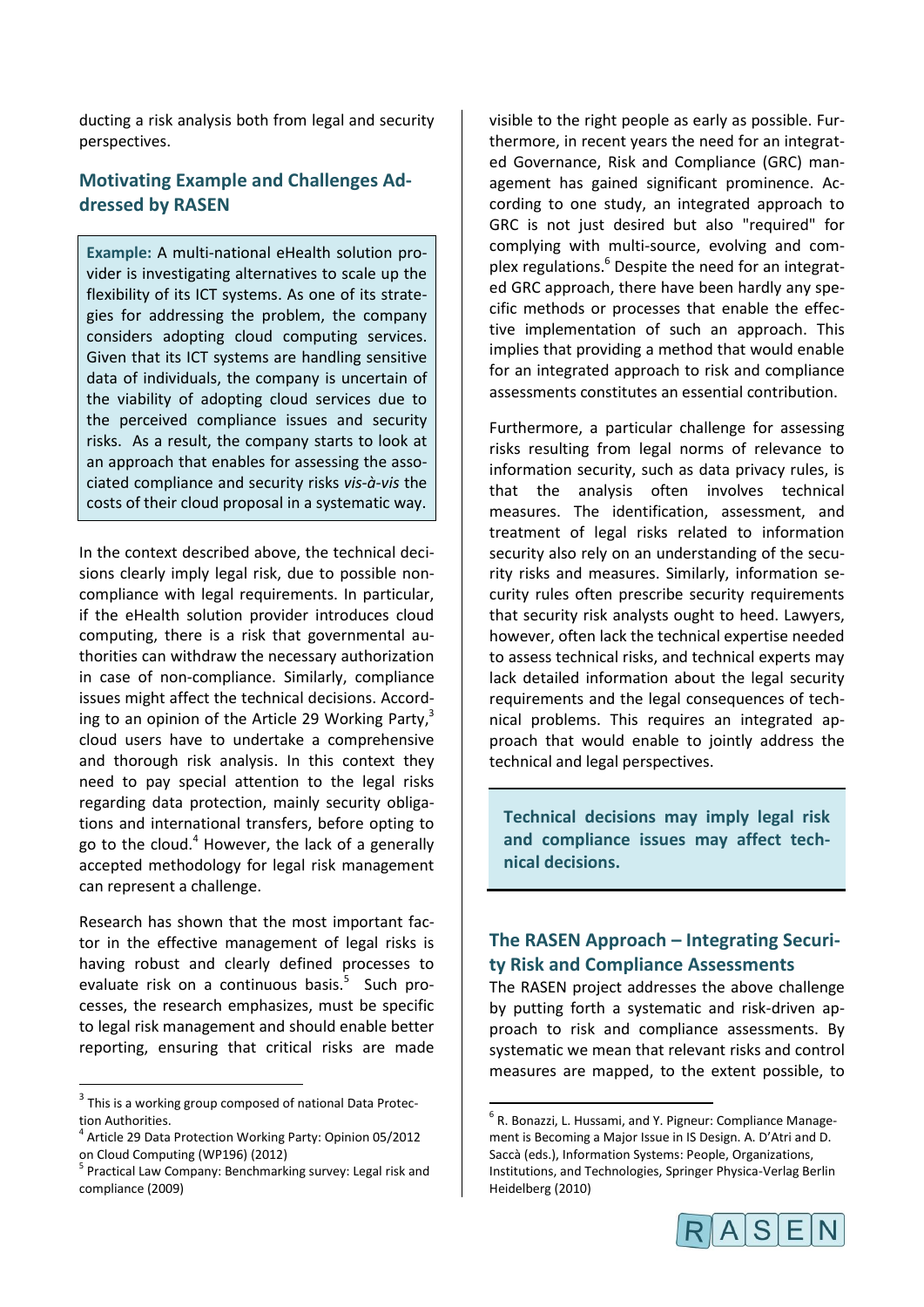ducting a risk analysis both from legal and security perspectives.

## Motivating Example and Challenges Addressed by RASEN

> **Example:** A multi-national eHealth solution provider is investigating alternatives to scale up the flexibility of its ICT systems. As one of its strategies for addressing the problem, the company considers adopting cloud computing services. Given that its ICT systems are handling sensitive data of individuals, the company is uncertain of the viability of adopting cloud services due to the perceived compliance issues and security risks. As a result, the company starts to look at an approach that enables for assessing the associated compliance and security risks *vis-à-vis* the costs of their cloud proposal in a systematic way.

In the context described above, the technical decisions clearly imply legal risk, due to possible non-compliance with legal requirements. In particular, if the eHealth solution provider introduces cloud computing, there is a risk that governmental authorities can withdraw the necessary authorization in case of non-compliance. Similarly, compliance issues might affect the technical decisions. According to an opinion of the Article 29 Working Party,[3] cloud users have to undertake a comprehensive and thorough risk analysis. In this context they need to pay special attention to the legal risks regarding data protection, mainly security obligations and international transfers, before opting to go to the cloud.[4] However, the lack of a generally accepted methodology for legal risk management can represent a challenge.

Research has shown that the most important factor in the effective management of legal risks is having robust and clearly defined processes to evaluate risk on a continuous basis.[5] Such processes, the research emphasizes, must be specific to legal risk management and should enable better reporting, ensuring that critical risks are made visible to the right people as early as possible. Furthermore, in recent years the need for an integrated Governance, Risk and Compliance (GRC) management has gained significant prominence. According to one study, an integrated approach to GRC is not just desired but also "required" for complying with multi-source, evolving and complex regulations.[6] Despite the need for an integrated GRC approach, there have been hardly any specific methods or processes that enable the effective implementation of such an approach. This implies that providing a method that would enable for an integrated approach to risk and compliance assessments constitutes an essential contribution.

Furthermore, a particular challenge for assessing risks resulting from legal norms of relevance to information security, such as data privacy rules, is that the analysis often involves technical measures. The identification, assessment, and treatment of legal risks related to information security also rely on an understanding of the security risks and measures. Similarly, information security rules often prescribe security requirements that security risk analysts ought to heed. Lawyers, however, often lack the technical expertise needed to assess technical risks, and technical experts may lack detailed information about the legal security requirements and the legal consequences of technical problems. This requires an integrated approach that would enable to jointly address the technical and legal perspectives.

> **Technical decisions may imply legal risk and compliance issues may affect technical decisions.**

## The RASEN Approach – Integrating Security Risk and Compliance Assessments

The RASEN project addresses the above challenge by putting forth a systematic and risk-driven approach to risk and compliance assessments. By systematic we mean that relevant risks and control measures are mapped, to the extent possible, to

---

[3] This is a working group composed of national Data Protection Authorities.

[4] Article 29 Data Protection Working Party: Opinion 05/2012 on Cloud Computing (WP196) (2012)

[5] Practical Law Company: Benchmarking survey: Legal risk and compliance (2009)

[6] R. Bonazzi, L. Hussami, and Y. Pigneur: Compliance Management is Becoming a Major Issue in IS Design. A. D'Atri and D. Saccà (eds.), Information Systems: People, Organizations, Institutions, and Technologies, Springer Physica-Verlag Berlin Heidelberg (2010)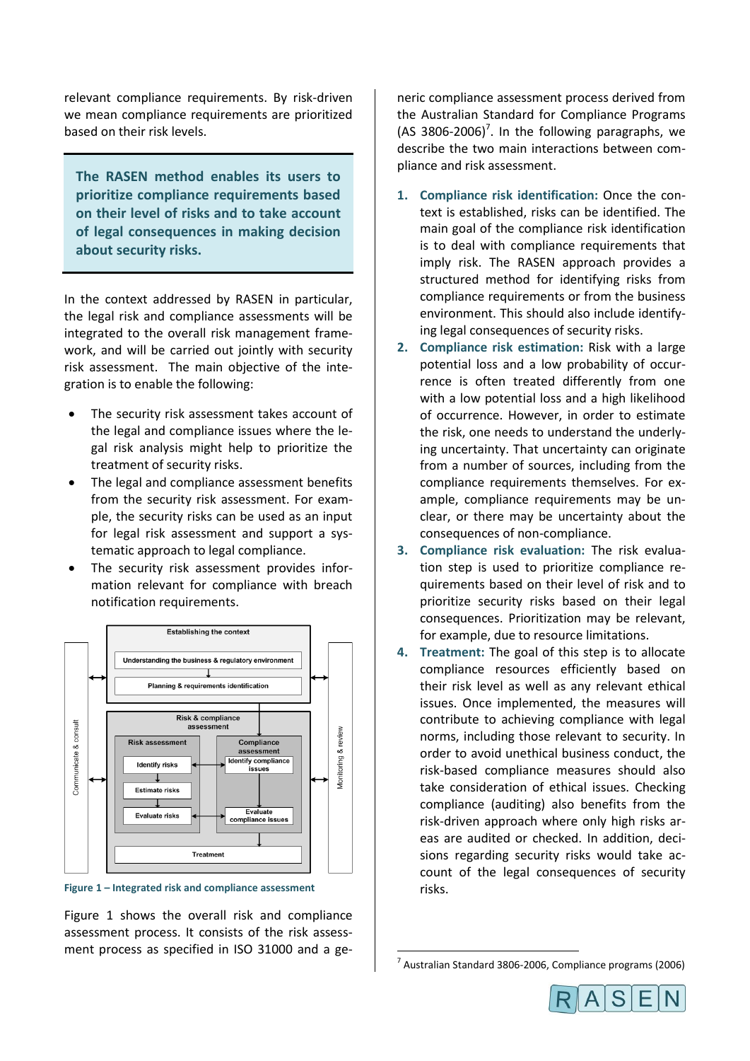relevant compliance requirements. By risk-driven we mean compliance requirements are prioritized based on their risk levels.

> **The RASEN method enables its users to prioritize compliance requirements based on their level of risks and to take account of legal consequences in making decision about security risks.**

In the context addressed by RASEN in particular, the legal risk and compliance assessments will be integrated to the overall risk management framework, and will be carried out jointly with security risk assessment. The main objective of the integration is to enable the following:

- The security risk assessment takes account of the legal and compliance issues where the legal risk analysis might help to prioritize the treatment of security risks.
- The legal and compliance assessment benefits from the security risk assessment. For example, the security risks can be used as an input for legal risk assessment and support a systematic approach to legal compliance.
- The security risk assessment provides information relevant for compliance with breach notification requirements.

Establishing the context

Understanding the business & regulatory environment

Planning & requirements identification

Communicate & consult

Monitoring & review

Risk & compliance assessment

Risk assessment: Identify risks → Estimate risks → Evaluate risks

Compliance assessment: Identify compliance issues → Evaluate compliance issues

Treatment

**Figure 1 – Integrated risk and compliance assessment**

Figure 1 shows the overall risk and compliance assessment process. It consists of the risk assessment process as specified in ISO 31000 and a generic compliance assessment process derived from the Australian Standard for Compliance Programs (AS 3806-2006)[7]. In the following paragraphs, we describe the two main interactions between compliance and risk assessment.

1. **Compliance risk identification:** Once the context is established, risks can be identified. The main goal of the compliance risk identification is to deal with compliance requirements that imply risk. The RASEN approach provides a structured method for identifying risks from compliance requirements or from the business environment. This should also include identifying legal consequences of security risks.
2. **Compliance risk estimation:** Risk with a large potential loss and a low probability of occurrence is often treated differently from one with a low potential loss and a high likelihood of occurrence. However, in order to estimate the risk, one needs to understand the underlying uncertainty. That uncertainty can originate from a number of sources, including from the compliance requirements themselves. For example, compliance requirements may be unclear, or there may be uncertainty about the consequences of non-compliance.
3. **Compliance risk evaluation:** The risk evaluation step is used to prioritize compliance requirements based on their level of risk and to prioritize security risks based on their legal consequences. Prioritization may be relevant, for example, due to resource limitations.
4. **Treatment:** The goal of this step is to allocate compliance resources efficiently based on their risk level as well as any relevant ethical issues. Once implemented, the measures will contribute to achieving compliance with legal norms, including those relevant to security. In order to avoid unethical business conduct, the risk-based compliance measures should also take consideration of ethical issues. Checking compliance (auditing) also benefits from the risk-driven approach where only high risks areas are audited or checked. In addition, decisions regarding security risks would take account of the legal consequences of security risks.

[7] Australian Standard 3806-2006, Compliance programs (2006)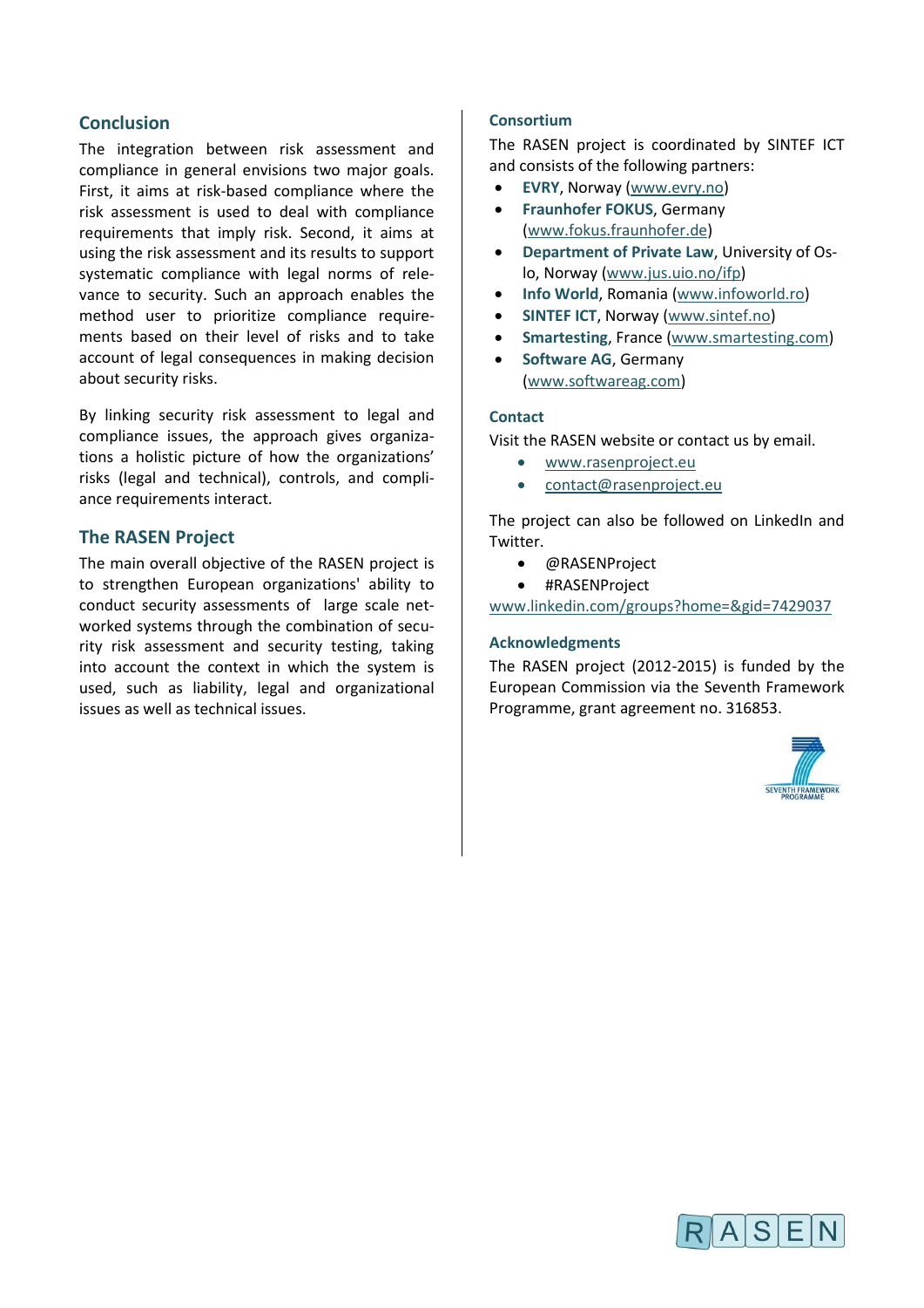## Conclusion

The integration between risk assessment and compliance in general envisions two major goals. First, it aims at risk-based compliance where the risk assessment is used to deal with compliance requirements that imply risk. Second, it aims at using the risk assessment and its results to support systematic compliance with legal norms of relevance to security. Such an approach enables the method user to prioritize compliance requirements based on their level of risks and to take account of legal consequences in making decision about security risks.

By linking security risk assessment to legal and compliance issues, the approach gives organizations a holistic picture of how the organizations' risks (legal and technical), controls, and compliance requirements interact.

## The RASEN Project

The main overall objective of the RASEN project is to strengthen European organizations' ability to conduct security assessments of large scale networked systems through the combination of security risk assessment and security testing, taking into account the context in which the system is used, such as liability, legal and organizational issues as well as technical issues.

### Consortium

The RASEN project is coordinated by SINTEF ICT and consists of the following partners:

- **EVRY**, Norway (www.evry.no)
- **Fraunhofer FOKUS**, Germany (www.fokus.fraunhofer.de)
- **Department of Private Law**, University of Oslo, Norway (www.jus.uio.no/ifp)
- **Info World**, Romania (www.infoworld.ro)
- **SINTEF ICT**, Norway (www.sintef.no)
- **Smartesting**, France (www.smartesting.com)
- **Software AG**, Germany (www.softwareag.com)

### Contact

Visit the RASEN website or contact us by email.

- www.rasenproject.eu
- contact@rasenproject.eu

The project can also be followed on LinkedIn and Twitter.

- @RASENProject
- #RASENProject

www.linkedin.com/groups?home=&gid=7429037

### Acknowledgments

The RASEN project (2012-2015) is funded by the European Commission via the Seventh Framework Programme, grant agreement no. 316853.